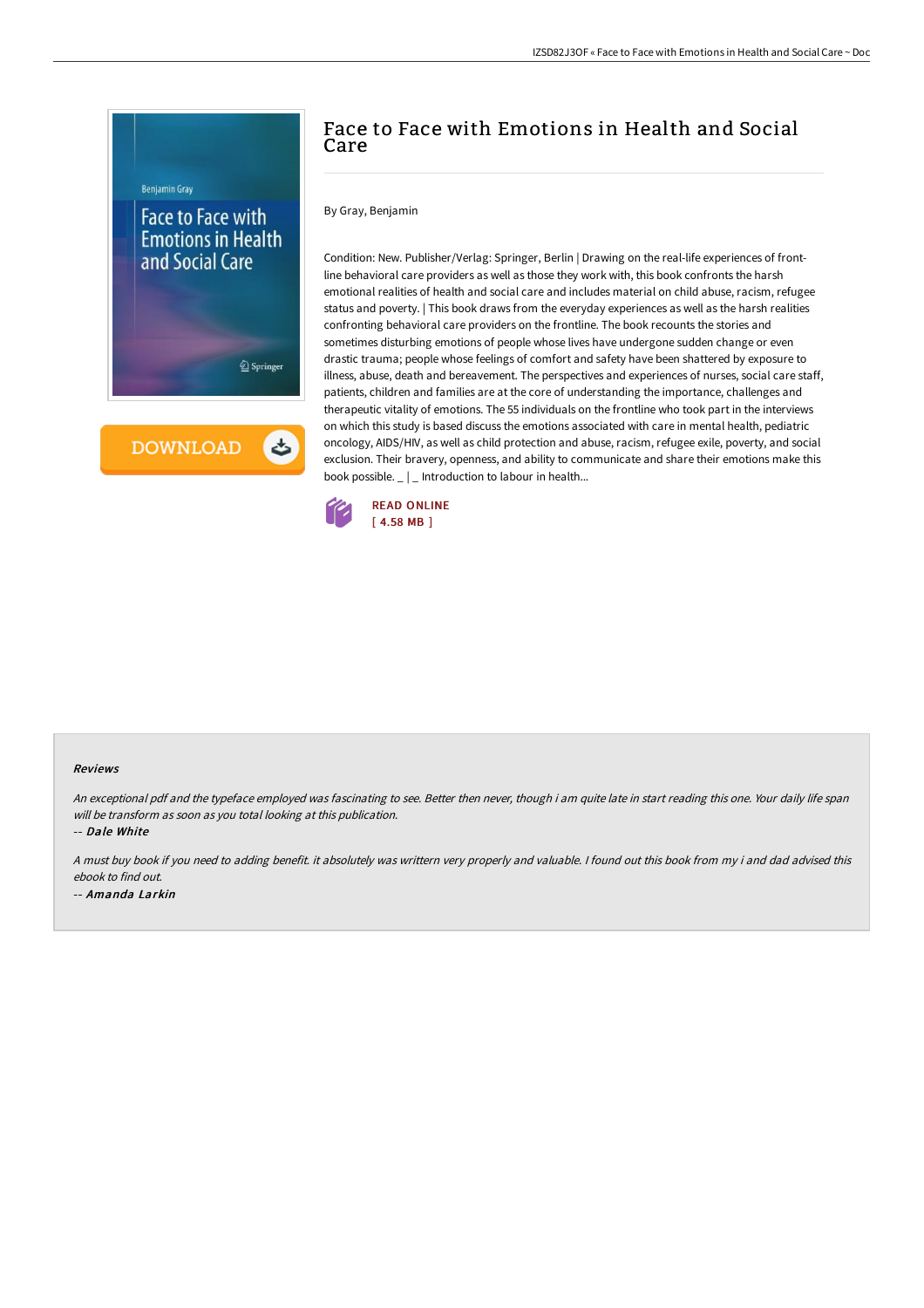# Face to Face with Emotions in Health and Social Care

By Gray, Benjamin

Condition: New. Publisher/Verlag: Springer, Berlin | Drawing on the real-life experiences of front-line behavioral care providers as well as those they work with, this book confronts the harsh emotional realities of health and social care and includes material on child abuse, racism, refugee status and poverty. | This book draws from the everyday experiences as well as the harsh realities confronting behavioral care providers on the frontline. The book recounts the stories and sometimes disturbing emotions of people whose lives have undergone sudden change or even drastic trauma; people whose feelings of comfort and safety have been shattered by exposure to illness, abuse, death and bereavement. The perspectives and experiences of nurses, social care staff, patients, children and families are at the core of understanding the importance, challenges and therapeutic vitality of emotions. The 55 individuals on the frontline who took part in the interviews on which this study is based discuss the emotions associated with care in mental health, pediatric oncology, AIDS/HIV, as well as child protection and abuse, racism, refugee exile, poverty, and social exclusion. Their bravery, openness, and ability to communicate and share their emotions make this book possible. _ | _ Introduction to labour in health...

READ ONLINE
[ 4.58 MB ]

### Reviews

*An exceptional pdf and the typeface employed was fascinating to see. Better then never, though i am quite late in start reading this one. Your daily life span will be transform as soon as you total looking at this publication.*

*-- Dale White*

*A must buy book if you need to adding benefit. it absolutely was writtern very properly and valuable. I found out this book from my i and dad advised this ebook to find out.*

*-- Amanda Larkin*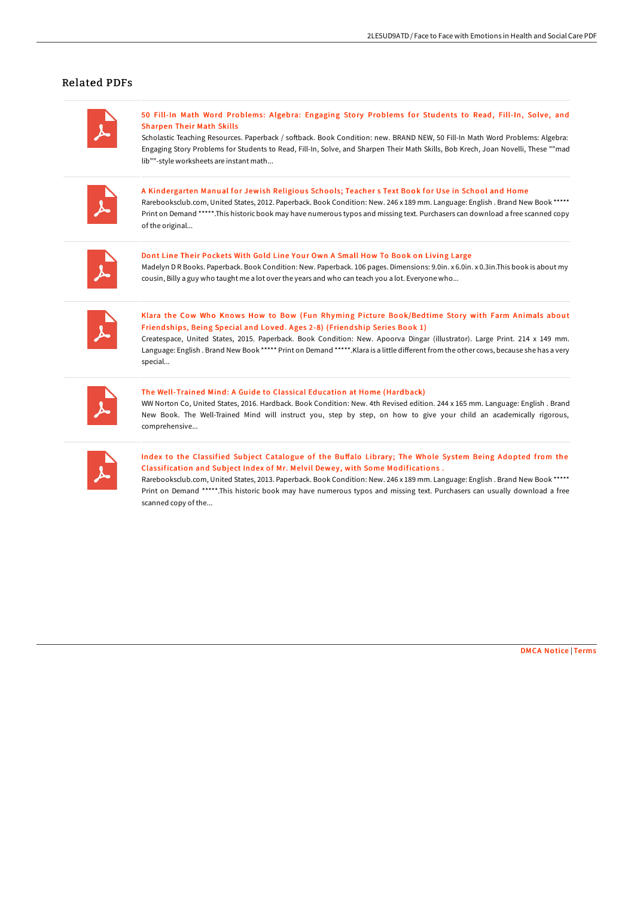## Related PDFs

**50 Fill-In Math Word Problems: Algebra: Engaging Story Problems for Students to Read, Fill-In, Solve, and Sharpen Their Math Skills**

Scholastic Teaching Resources. Paperback / softback. Book Condition: new. BRAND NEW, 50 Fill-In Math Word Problems: Algebra: Engaging Story Problems for Students to Read, Fill-In, Solve, and Sharpen Their Math Skills, Bob Krech, Joan Novelli, These ""mad lib""-style worksheets are instant math...

**A Kindergarten Manual for Jewish Religious Schools; Teacher s Text Book for Use in School and Home**

Rarebooksclub.com, United States, 2012. Paperback. Book Condition: New. 246 x 189 mm. Language: English . Brand New Book ***** Print on Demand *****.This historic book may have numerous typos and missing text. Purchasers can download a free scanned copy of the original...

**Dont Line Their Pockets With Gold Line Your Own A Small How To Book on Living Large**

Madelyn D R Books. Paperback. Book Condition: New. Paperback. 106 pages. Dimensions: 9.0in. x 6.0in. x 0.3in.This book is about my cousin, Billy a guy who taught me a lot over the years and who can teach you a lot. Everyone who...

**Klara the Cow Who Knows How to Bow (Fun Rhyming Picture Book/Bedtime Story with Farm Animals about Friendships, Being Special and Loved. Ages 2-8) (Friendship Series Book 1)**

Createspace, United States, 2015. Paperback. Book Condition: New. Apoorva Dingar (illustrator). Large Print. 214 x 149 mm. Language: English . Brand New Book ***** Print on Demand *****.Klara is a little different from the other cows, because she has a very special...

**The Well-Trained Mind: A Guide to Classical Education at Home (Hardback)**

WW Norton Co, United States, 2016. Hardback. Book Condition: New. 4th Revised edition. 244 x 165 mm. Language: English . Brand New Book. The Well-Trained Mind will instruct you, step by step, on how to give your child an academically rigorous, comprehensive...

**Index to the Classified Subject Catalogue of the Buffalo Library; The Whole System Being Adopted from the Classification and Subject Index of Mr. Melvil Dewey, with Some Modifications .**

Rarebooksclub.com, United States, 2013. Paperback. Book Condition: New. 246 x 189 mm. Language: English . Brand New Book ***** Print on Demand *****.This historic book may have numerous typos and missing text. Purchasers can usually download a free scanned copy of the...